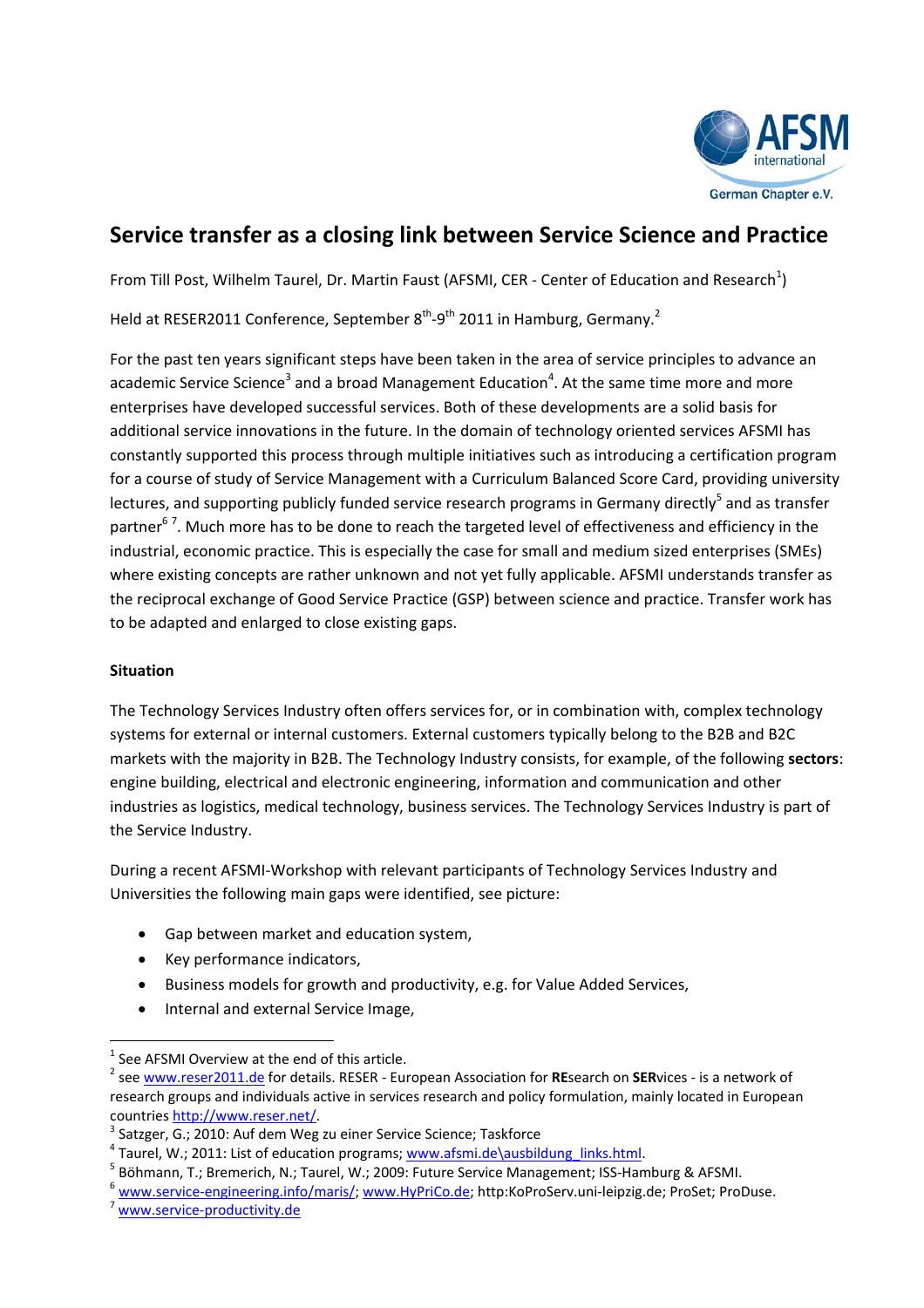# Service transfer as a closing link between Service Science and Practice

From Till Post, Wilhelm Taurel, Dr. Martin Faust (AFSMI, CER - Center of Education and Research[1])

Held at RESER2011 Conference, September 8th-9th 2011 in Hamburg, Germany.[2]

For the past ten years significant steps have been taken in the area of service principles to advance an academic Service Science[3] and a broad Management Education[4]. At the same time more and more enterprises have developed successful services. Both of these developments are a solid basis for additional service innovations in the future. In the domain of technology oriented services AFSMI has constantly supported this process through multiple initiatives such as introducing a certification program for a course of study of Service Management with a Curriculum Balanced Score Card, providing university lectures, and supporting publicly funded service research programs in Germany directly[5] and as transfer partner[6] [7]. Much more has to be done to reach the targeted level of effectiveness and efficiency in the industrial, economic practice. This is especially the case for small and medium sized enterprises (SMEs) where existing concepts are rather unknown and not yet fully applicable. AFSMI understands transfer as the reciprocal exchange of Good Service Practice (GSP) between science and practice. Transfer work has to be adapted and enlarged to close existing gaps.

**Situation**

The Technology Services Industry often offers services for, or in combination with, complex technology systems for external or internal customers. External customers typically belong to the B2B and B2C markets with the majority in B2B. The Technology Industry consists, for example, of the following **sectors**: engine building, electrical and electronic engineering, information and communication and other industries as logistics, medical technology, business services. The Technology Services Industry is part of the Service Industry.

During a recent AFSMI-Workshop with relevant participants of Technology Services Industry and Universities the following main gaps were identified, see picture:

- Gap between market and education system,
- Key performance indicators,
- Business models for growth and productivity, e.g. for Value Added Services,
- Internal and external Service Image,

---

[1] See AFSMI Overview at the end of this article.

[2] see www.reser2011.de for details. RESER - European Association for **RE**search on **SER**vices - is a network of research groups and individuals active in services research and policy formulation, mainly located in European countries http://www.reser.net/.

[3] Satzger, G.; 2010: Auf dem Weg zu einer Service Science; Taskforce

[4] Taurel, W.; 2011: List of education programs; www.afsmi.de\ausbildung_links.html.

[5] Böhmann, T.; Bremerich, N.; Taurel, W.; 2009: Future Service Management; ISS-Hamburg & AFSMI.

[6] www.service-engineering.info/maris/; www.HyPriCo.de; http:KoProServ.uni-leipzig.de; ProSet; ProDuse.

[7] www.service-productivity.de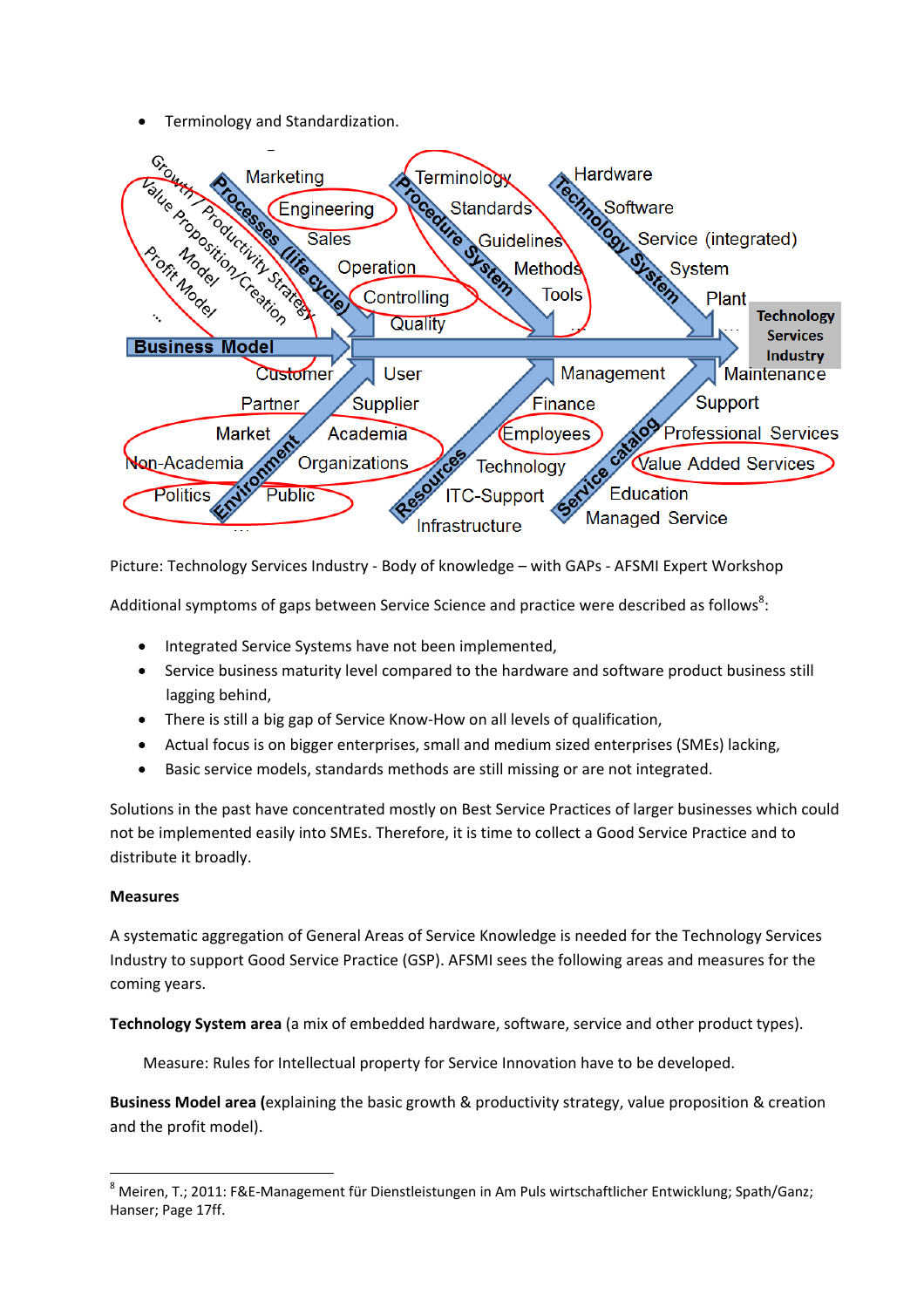- Terminology and Standardization.

Picture: Technology Services Industry - Body of knowledge – with GAPs - AFSMI Expert Workshop

Additional symptoms of gaps between Service Science and practice were described as follows[8]:

- Integrated Service Systems have not been implemented,
- Service business maturity level compared to the hardware and software product business still lagging behind,
- There is still a big gap of Service Know-How on all levels of qualification,
- Actual focus is on bigger enterprises, small and medium sized enterprises (SMEs) lacking,
- Basic service models, standards methods are still missing or are not integrated.

Solutions in the past have concentrated mostly on Best Service Practices of larger businesses which could not be implemented easily into SMEs. Therefore, it is time to collect a Good Service Practice and to distribute it broadly.

**Measures**

A systematic aggregation of General Areas of Service Knowledge is needed for the Technology Services Industry to support Good Service Practice (GSP). AFSMI sees the following areas and measures for the coming years.

**Technology System area** (a mix of embedded hardware, software, service and other product types).

Measure: Rules for Intellectual property for Service Innovation have to be developed.

**Business Model area (**explaining the basic growth & productivity strategy, value proposition & creation and the profit model).

[8] Meiren, T.; 2011: F&E-Management für Dienstleistungen in Am Puls wirtschaftlicher Entwicklung; Spath/Ganz; Hanser; Page 17ff.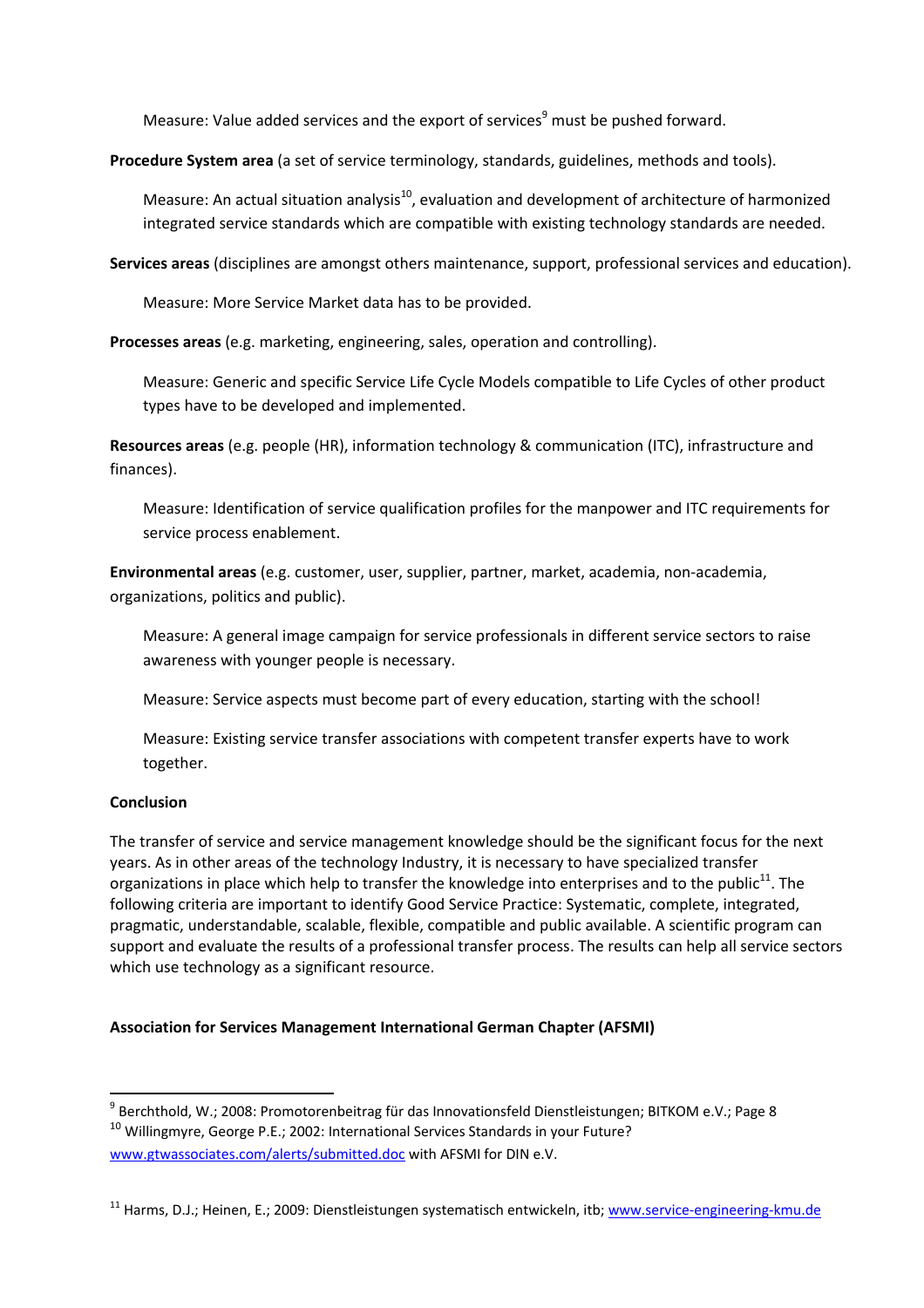Measure: Value added services and the export of services[9] must be pushed forward.

**Procedure System area** (a set of service terminology, standards, guidelines, methods and tools).

Measure: An actual situation analysis[10], evaluation and development of architecture of harmonized integrated service standards which are compatible with existing technology standards are needed.

**Services areas** (disciplines are amongst others maintenance, support, professional services and education).

Measure: More Service Market data has to be provided.

**Processes areas** (e.g. marketing, engineering, sales, operation and controlling).

Measure: Generic and specific Service Life Cycle Models compatible to Life Cycles of other product types have to be developed and implemented.

**Resources areas** (e.g. people (HR), information technology & communication (ITC), infrastructure and finances).

Measure: Identification of service qualification profiles for the manpower and ITC requirements for service process enablement.

**Environmental areas** (e.g. customer, user, supplier, partner, market, academia, non-academia, organizations, politics and public).

Measure: A general image campaign for service professionals in different service sectors to raise awareness with younger people is necessary.

Measure: Service aspects must become part of every education, starting with the school!

Measure: Existing service transfer associations with competent transfer experts have to work together.

**Conclusion**

The transfer of service and service management knowledge should be the significant focus for the next years. As in other areas of the technology Industry, it is necessary to have specialized transfer organizations in place which help to transfer the knowledge into enterprises and to the public[11]. The following criteria are important to identify Good Service Practice: Systematic, complete, integrated, pragmatic, understandable, scalable, flexible, compatible and public available. A scientific program can support and evaluate the results of a professional transfer process. The results can help all service sectors which use technology as a significant resource.

**Association for Services Management International German Chapter (AFSMI)**

---

[9] Berchthold, W.; 2008: Promotorenbeitrag für das Innovationsfeld Dienstleistungen; BITKOM e.V.; Page 8

[10] Willingmyre, George P.E.; 2002: International Services Standards in your Future? www.gtwassociates.com/alerts/submitted.doc with AFSMI for DIN e.V.

[11] Harms, D.J.; Heinen, E.; 2009: Dienstleistungen systematisch entwickeln, itb; www.service-engineering-kmu.de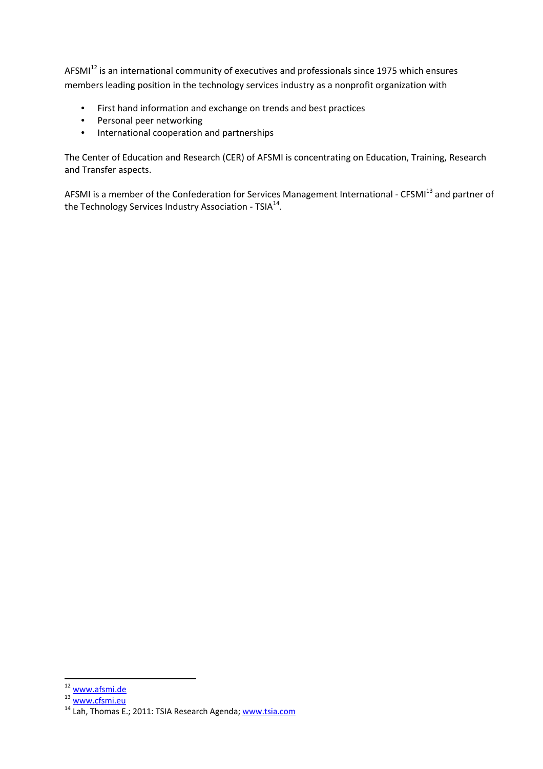AFSMI[12] is an international community of executives and professionals since 1975 which ensures members leading position in the technology services industry as a nonprofit organization with

- First hand information and exchange on trends and best practices
- Personal peer networking
- International cooperation and partnerships

The Center of Education and Research (CER) of AFSMI is concentrating on Education, Training, Research and Transfer aspects.

AFSMI is a member of the Confederation for Services Management International - CFSMI[13] and partner of the Technology Services Industry Association - TSIA[14].

---

[12] www.afsmi.de

[13] www.cfsmi.eu

[14] Lah, Thomas E.; 2011: TSIA Research Agenda; www.tsia.com